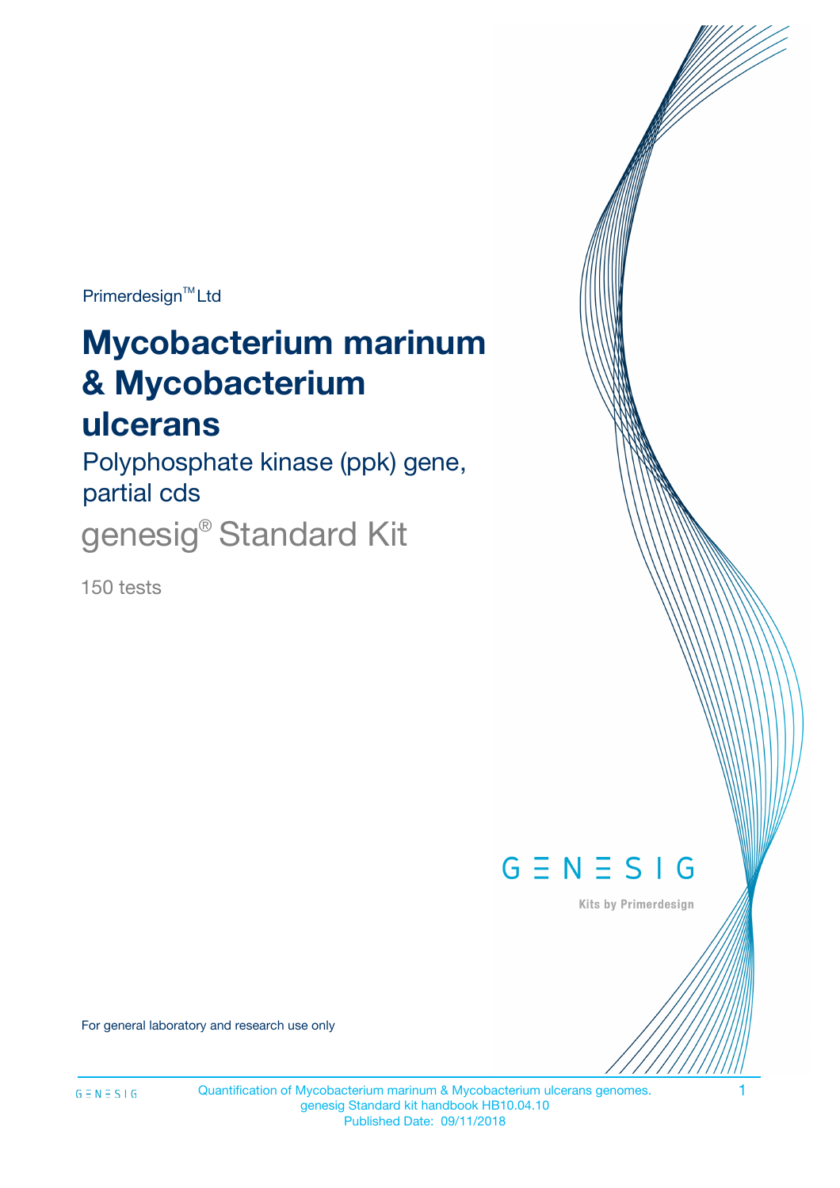Primerdesign™ Ltd

# Mycobacterium marinum & Mycobacterium ulcerans

## Polyphosphate kinase (ppk) gene, partial cds

genesig® Standard Kit

150 tests

GENESIG

Kits by Primerdesign

For general laboratory and research use only

Quantification of Mycobacterium marinum & Mycobacterium ulcerans genomes.
genesig Standard kit handbook HB10.04.10
Published Date: 09/11/2018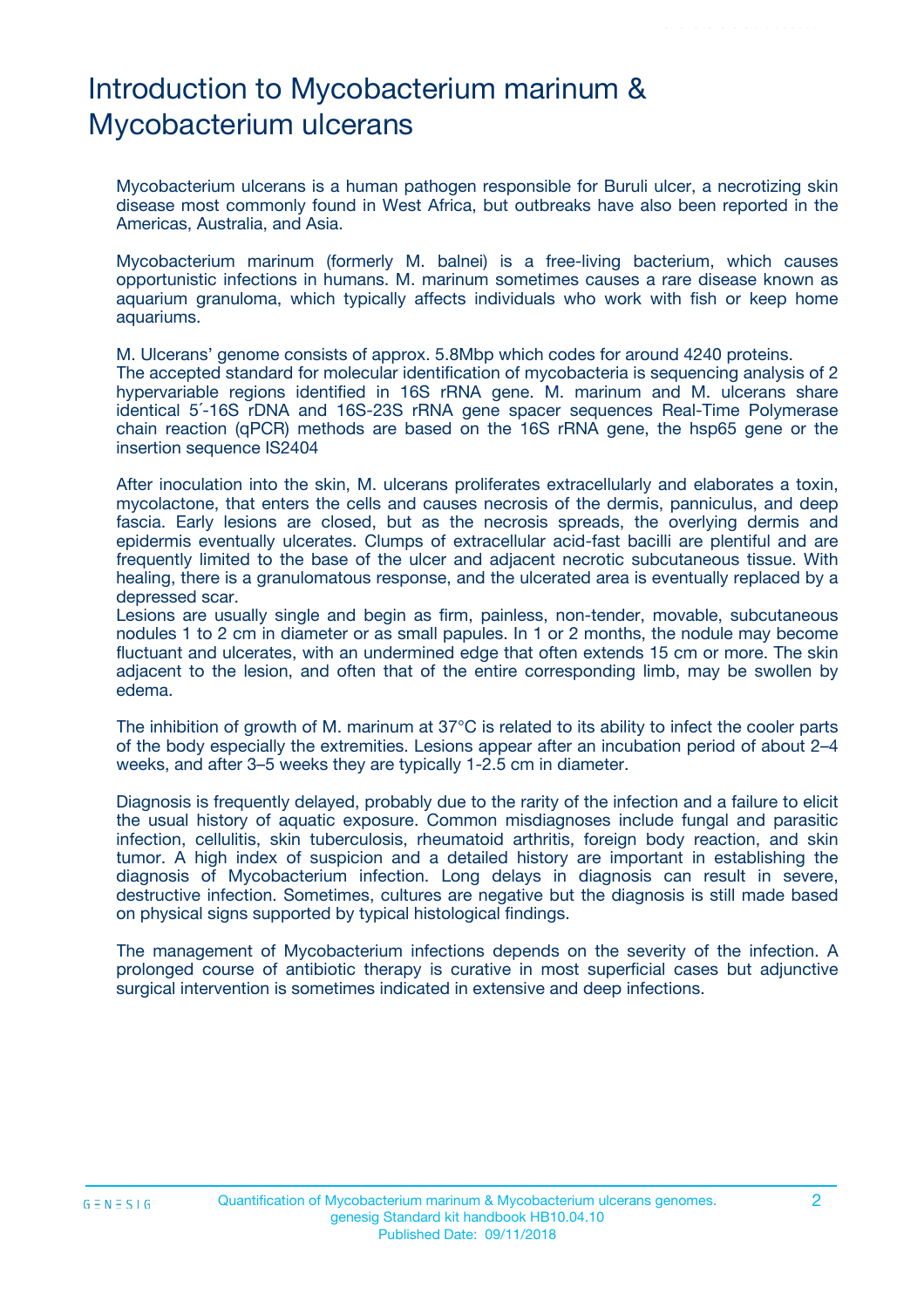# Introduction to Mycobacterium marinum & Mycobacterium ulcerans

Mycobacterium ulcerans is a human pathogen responsible for Buruli ulcer, a necrotizing skin disease most commonly found in West Africa, but outbreaks have also been reported in the Americas, Australia, and Asia.

Mycobacterium marinum (formerly M. balnei) is a free-living bacterium, which causes opportunistic infections in humans. M. marinum sometimes causes a rare disease known as aquarium granuloma, which typically affects individuals who work with fish or keep home aquariums.

M. Ulcerans' genome consists of approx. 5.8Mbp which codes for around 4240 proteins.
The accepted standard for molecular identification of mycobacteria is sequencing analysis of 2 hypervariable regions identified in 16S rRNA gene. M. marinum and M. ulcerans share identical 5´-16S rDNA and 16S-23S rRNA gene spacer sequences Real-Time Polymerase chain reaction (qPCR) methods are based on the 16S rRNA gene, the hsp65 gene or the insertion sequence IS2404

After inoculation into the skin, M. ulcerans proliferates extracellularly and elaborates a toxin, mycolactone, that enters the cells and causes necrosis of the dermis, panniculus, and deep fascia. Early lesions are closed, but as the necrosis spreads, the overlying dermis and epidermis eventually ulcerates. Clumps of extracellular acid-fast bacilli are plentiful and are frequently limited to the base of the ulcer and adjacent necrotic subcutaneous tissue. With healing, there is a granulomatous response, and the ulcerated area is eventually replaced by a depressed scar.
Lesions are usually single and begin as firm, painless, non-tender, movable, subcutaneous nodules 1 to 2 cm in diameter or as small papules. In 1 or 2 months, the nodule may become fluctuant and ulcerates, with an undermined edge that often extends 15 cm or more. The skin adjacent to the lesion, and often that of the entire corresponding limb, may be swollen by edema.

The inhibition of growth of M. marinum at 37°C is related to its ability to infect the cooler parts of the body especially the extremities. Lesions appear after an incubation period of about 2–4 weeks, and after 3–5 weeks they are typically 1-2.5 cm in diameter.

Diagnosis is frequently delayed, probably due to the rarity of the infection and a failure to elicit the usual history of aquatic exposure. Common misdiagnoses include fungal and parasitic infection, cellulitis, skin tuberculosis, rheumatoid arthritis, foreign body reaction, and skin tumor. A high index of suspicion and a detailed history are important in establishing the diagnosis of Mycobacterium infection. Long delays in diagnosis can result in severe, destructive infection. Sometimes, cultures are negative but the diagnosis is still made based on physical signs supported by typical histological findings.

The management of Mycobacterium infections depends on the severity of the infection. A prolonged course of antibiotic therapy is curative in most superficial cases but adjunctive surgical intervention is sometimes indicated in extensive and deep infections.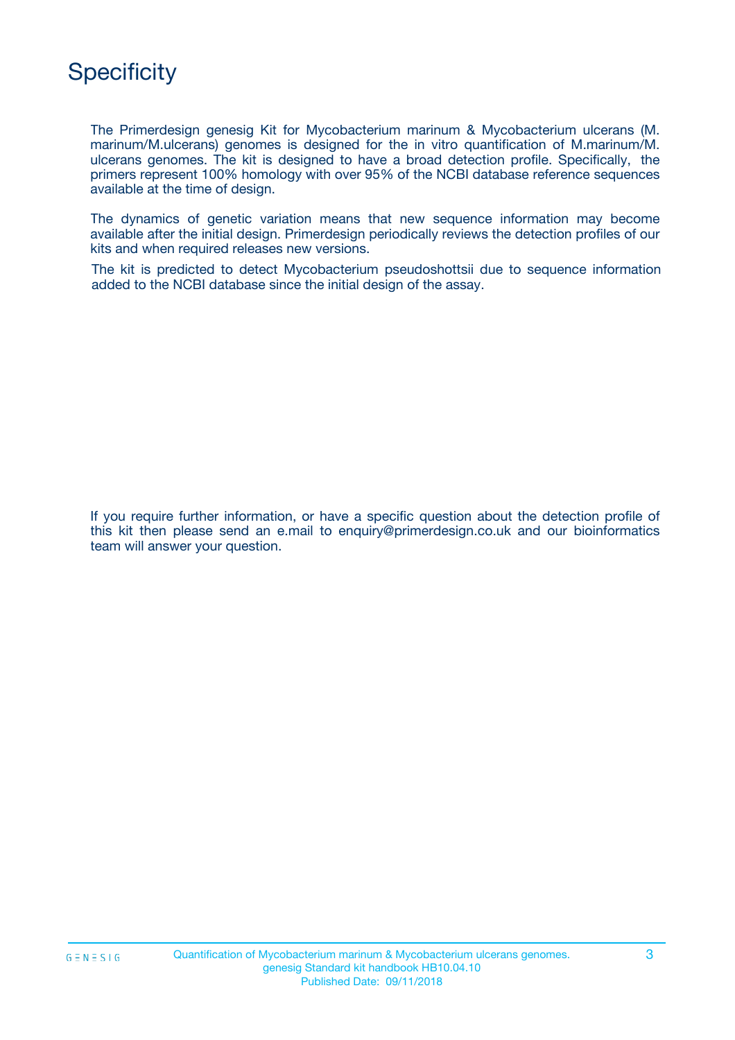# Specificity

The Primerdesign genesig Kit for Mycobacterium marinum & Mycobacterium ulcerans (M. marinum/M.ulcerans) genomes is designed for the in vitro quantification of M.marinum/M. ulcerans genomes. The kit is designed to have a broad detection profile. Specifically, the primers represent 100% homology with over 95% of the NCBI database reference sequences available at the time of design.

The dynamics of genetic variation means that new sequence information may become available after the initial design. Primerdesign periodically reviews the detection profiles of our kits and when required releases new versions.

The kit is predicted to detect Mycobacterium pseudoshottsii due to sequence information added to the NCBI database since the initial design of the assay.

If you require further information, or have a specific question about the detection profile of this kit then please send an e.mail to enquiry@primerdesign.co.uk and our bioinformatics team will answer your question.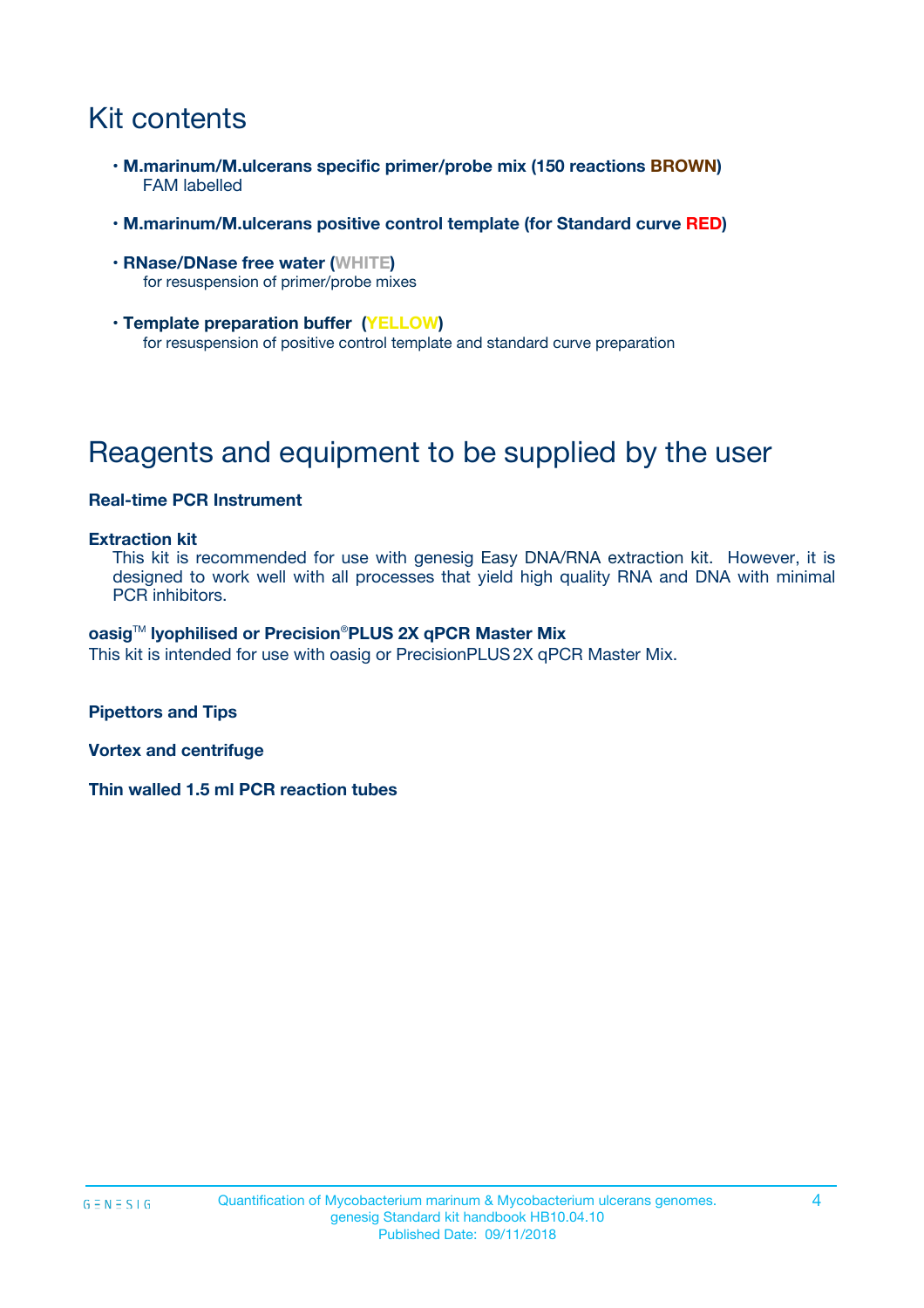# Kit contents

- **M.marinum/M.ulcerans specific primer/probe mix (150 reactions BROWN)**
  FAM labelled
- **M.marinum/M.ulcerans positive control template (for Standard curve RED)**
- **RNase/DNase free water (WHITE)**
  for resuspension of primer/probe mixes
- **Template preparation buffer (YELLOW)**
  for resuspension of positive control template and standard curve preparation

# Reagents and equipment to be supplied by the user

**Real-time PCR Instrument**

**Extraction kit**

This kit is recommended for use with genesig Easy DNA/RNA extraction kit. However, it is designed to work well with all processes that yield high quality RNA and DNA with minimal PCR inhibitors.

**oasig™ lyophilised or Precision®PLUS 2X qPCR Master Mix**

This kit is intended for use with oasig or PrecisionPLUS 2X qPCR Master Mix.

**Pipettors and Tips**

**Vortex and centrifuge**

**Thin walled 1.5 ml PCR reaction tubes**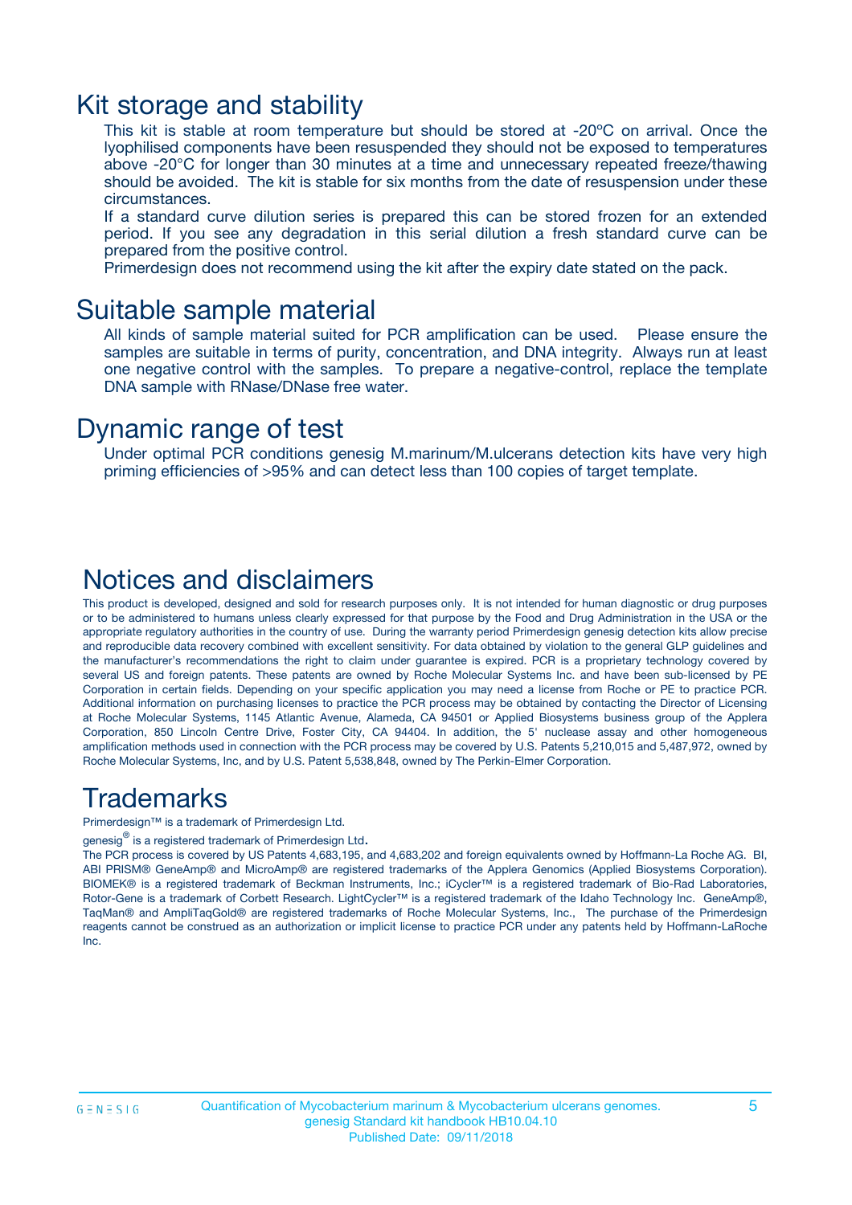# Kit storage and stability

This kit is stable at room temperature but should be stored at -20ºC on arrival. Once the lyophilised components have been resuspended they should not be exposed to temperatures above -20°C for longer than 30 minutes at a time and unnecessary repeated freeze/thawing should be avoided. The kit is stable for six months from the date of resuspension under these circumstances.

If a standard curve dilution series is prepared this can be stored frozen for an extended period. If you see any degradation in this serial dilution a fresh standard curve can be prepared from the positive control.

Primerdesign does not recommend using the kit after the expiry date stated on the pack.

# Suitable sample material

All kinds of sample material suited for PCR amplification can be used. Please ensure the samples are suitable in terms of purity, concentration, and DNA integrity. Always run at least one negative control with the samples. To prepare a negative-control, replace the template DNA sample with RNase/DNase free water.

# Dynamic range of test

Under optimal PCR conditions genesig M.marinum/M.ulcerans detection kits have very high priming efficiencies of >95% and can detect less than 100 copies of target template.

# Notices and disclaimers

This product is developed, designed and sold for research purposes only. It is not intended for human diagnostic or drug purposes or to be administered to humans unless clearly expressed for that purpose by the Food and Drug Administration in the USA or the appropriate regulatory authorities in the country of use. During the warranty period Primerdesign genesig detection kits allow precise and reproducible data recovery combined with excellent sensitivity. For data obtained by violation to the general GLP guidelines and the manufacturer's recommendations the right to claim under guarantee is expired. PCR is a proprietary technology covered by several US and foreign patents. These patents are owned by Roche Molecular Systems Inc. and have been sub-licensed by PE Corporation in certain fields. Depending on your specific application you may need a license from Roche or PE to practice PCR. Additional information on purchasing licenses to practice the PCR process may be obtained by contacting the Director of Licensing at Roche Molecular Systems, 1145 Atlantic Avenue, Alameda, CA 94501 or Applied Biosystems business group of the Applera Corporation, 850 Lincoln Centre Drive, Foster City, CA 94404. In addition, the 5' nuclease assay and other homogeneous amplification methods used in connection with the PCR process may be covered by U.S. Patents 5,210,015 and 5,487,972, owned by Roche Molecular Systems, Inc, and by U.S. Patent 5,538,848, owned by The Perkin-Elmer Corporation.

# Trademarks

Primerdesign™ is a trademark of Primerdesign Ltd.

genesig® is a registered trademark of Primerdesign Ltd.

The PCR process is covered by US Patents 4,683,195, and 4,683,202 and foreign equivalents owned by Hoffmann-La Roche AG. BI, ABI PRISM® GeneAmp® and MicroAmp® are registered trademarks of the Applera Genomics (Applied Biosystems Corporation). BIOMEK® is a registered trademark of Beckman Instruments, Inc.; iCycler™ is a registered trademark of Bio-Rad Laboratories, Rotor-Gene is a trademark of Corbett Research. LightCycler™ is a registered trademark of the Idaho Technology Inc. GeneAmp®, TaqMan® and AmpliTaqGold® are registered trademarks of Roche Molecular Systems, Inc., The purchase of the Primerdesign reagents cannot be construed as an authorization or implicit license to practice PCR under any patents held by Hoffmann-LaRoche Inc.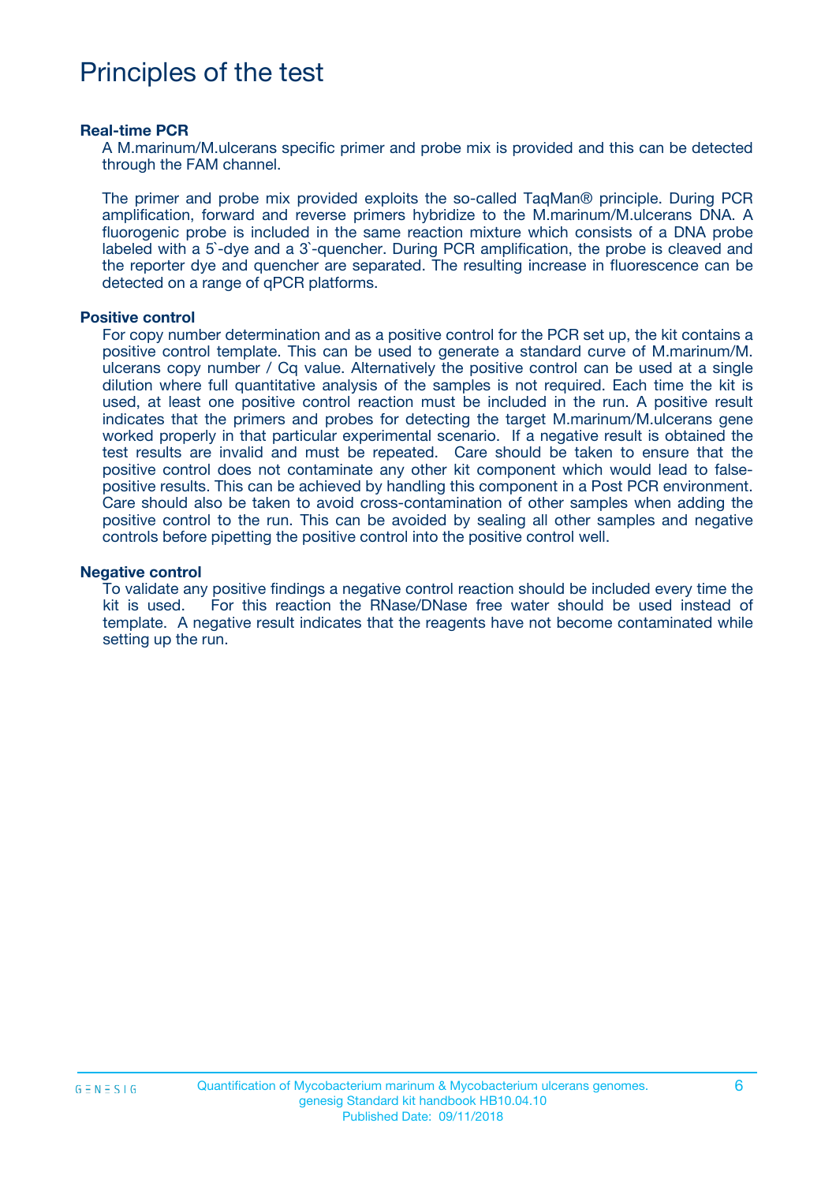# Principles of the test

**Real-time PCR**

A M.marinum/M.ulcerans specific primer and probe mix is provided and this can be detected through the FAM channel.

The primer and probe mix provided exploits the so-called TaqMan® principle. During PCR amplification, forward and reverse primers hybridize to the M.marinum/M.ulcerans DNA. A fluorogenic probe is included in the same reaction mixture which consists of a DNA probe labeled with a 5`-dye and a 3`-quencher. During PCR amplification, the probe is cleaved and the reporter dye and quencher are separated. The resulting increase in fluorescence can be detected on a range of qPCR platforms.

**Positive control**

For copy number determination and as a positive control for the PCR set up, the kit contains a positive control template. This can be used to generate a standard curve of M.marinum/M. ulcerans copy number / Cq value. Alternatively the positive control can be used at a single dilution where full quantitative analysis of the samples is not required. Each time the kit is used, at least one positive control reaction must be included in the run. A positive result indicates that the primers and probes for detecting the target M.marinum/M.ulcerans gene worked properly in that particular experimental scenario. If a negative result is obtained the test results are invalid and must be repeated. Care should be taken to ensure that the positive control does not contaminate any other kit component which would lead to false-positive results. This can be achieved by handling this component in a Post PCR environment. Care should also be taken to avoid cross-contamination of other samples when adding the positive control to the run. This can be avoided by sealing all other samples and negative controls before pipetting the positive control into the positive control well.

**Negative control**

To validate any positive findings a negative control reaction should be included every time the kit is used. For this reaction the RNase/DNase free water should be used instead of template. A negative result indicates that the reagents have not become contaminated while setting up the run.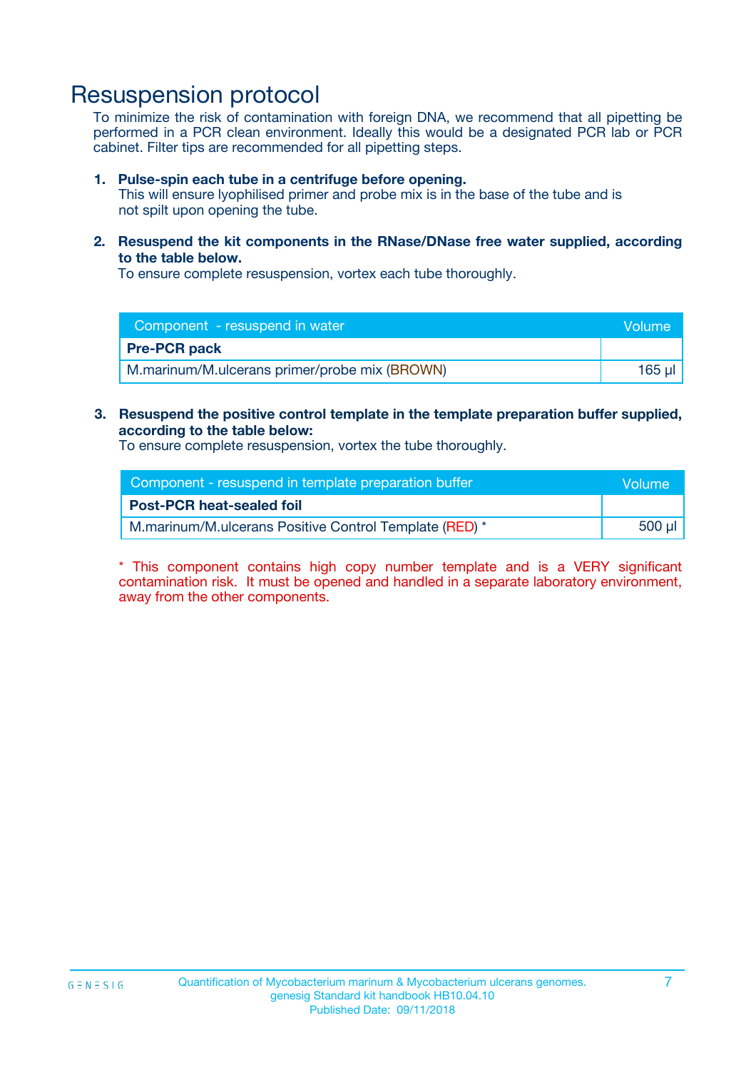# Resuspension protocol

To minimize the risk of contamination with foreign DNA, we recommend that all pipetting be performed in a PCR clean environment. Ideally this would be a designated PCR lab or PCR cabinet. Filter tips are recommended for all pipetting steps.

1. **Pulse-spin each tube in a centrifuge before opening.**
   This will ensure lyophilised primer and probe mix is in the base of the tube and is not spilt upon opening the tube.

2. **Resuspend the kit components in the RNase/DNase free water supplied, according to the table below.**
   To ensure complete resuspension, vortex each tube thoroughly.

| Component - resuspend in water | Volume |
|---|---|
| **Pre-PCR pack** | |
| M.marinum/M.ulcerans primer/probe mix (BROWN) | 165 µl |

3. **Resuspend the positive control template in the template preparation buffer supplied, according to the table below:**
   To ensure complete resuspension, vortex the tube thoroughly.

| Component - resuspend in template preparation buffer | Volume |
|---|---|
| **Post-PCR heat-sealed foil** | |
| M.marinum/M.ulcerans Positive Control Template (RED) * | 500 µl |

* This component contains high copy number template and is a VERY significant contamination risk. It must be opened and handled in a separate laboratory environment, away from the other components.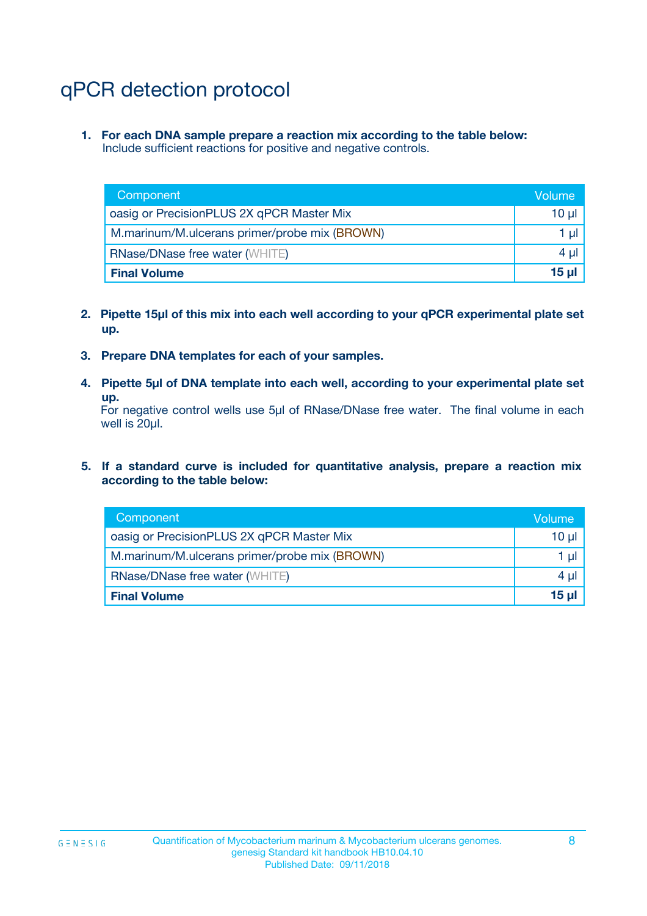# qPCR detection protocol

1. **For each DNA sample prepare a reaction mix according to the table below:**
   Include sufficient reactions for positive and negative controls.

| Component | Volume |
|---|---|
| oasig or PrecisionPLUS 2X qPCR Master Mix | 10 µl |
| M.marinum/M.ulcerans primer/probe mix (BROWN) | 1 µl |
| RNase/DNase free water (WHITE) | 4 µl |
| **Final Volume** | **15 µl** |

2. **Pipette 15µl of this mix into each well according to your qPCR experimental plate set up.**

3. **Prepare DNA templates for each of your samples.**

4. **Pipette 5µl of DNA template into each well, according to your experimental plate set up.**
   For negative control wells use 5µl of RNase/DNase free water. The final volume in each well is 20µl.

5. **If a standard curve is included for quantitative analysis, prepare a reaction mix according to the table below:**

| Component | Volume |
|---|---|
| oasig or PrecisionPLUS 2X qPCR Master Mix | 10 µl |
| M.marinum/M.ulcerans primer/probe mix (BROWN) | 1 µl |
| RNase/DNase free water (WHITE) | 4 µl |
| **Final Volume** | **15 µl** |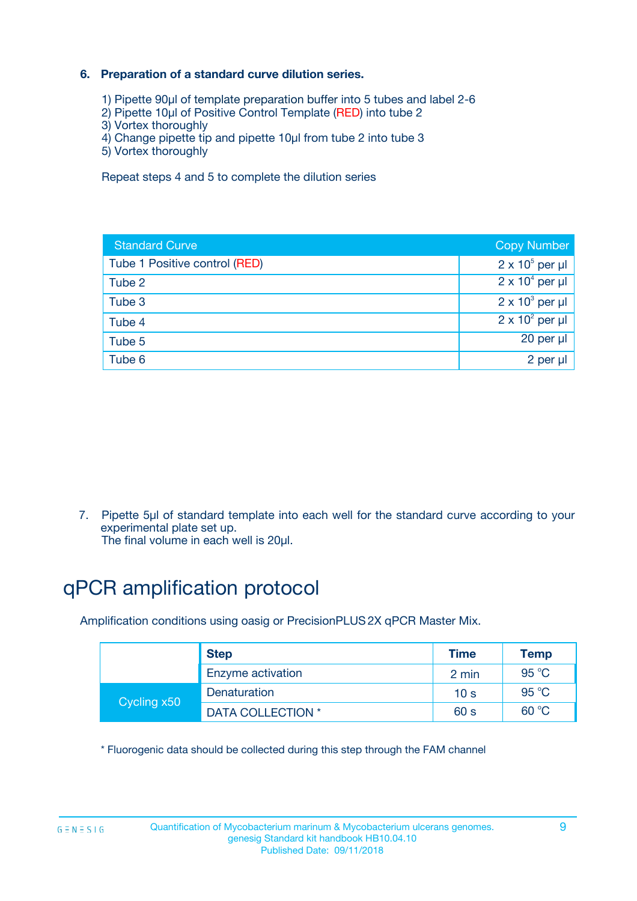### 6. Preparation of a standard curve dilution series.

1) Pipette 90µl of template preparation buffer into 5 tubes and label 2-6
2) Pipette 10µl of Positive Control Template (RED) into tube 2
3) Vortex thoroughly
4) Change pipette tip and pipette 10µl from tube 2 into tube 3
5) Vortex thoroughly

Repeat steps 4 and 5 to complete the dilution series

| Standard Curve | Copy Number |
|---|---|
| Tube 1 Positive control (RED) | $2 \times 10^5$ per µl |
| Tube 2 | $2 \times 10^4$ per µl |
| Tube 3 | $2 \times 10^3$ per µl |
| Tube 4 | $2 \times 10^2$ per µl |
| Tube 5 | 20 per µl |
| Tube 6 | 2 per µl |

7. Pipette 5µl of standard template into each well for the standard curve according to your experimental plate set up.
The final volume in each well is 20µl.

# qPCR amplification protocol

Amplification conditions using oasig or PrecisionPLUS 2X qPCR Master Mix.

| | Step | Time | Temp |
|---|---|---|---|
| | Enzyme activation | 2 min | 95 °C |
| Cycling x50 | Denaturation | 10 s | 95 °C |
| | DATA COLLECTION * | 60 s | 60 °C |

* Fluorogenic data should be collected during this step through the FAM channel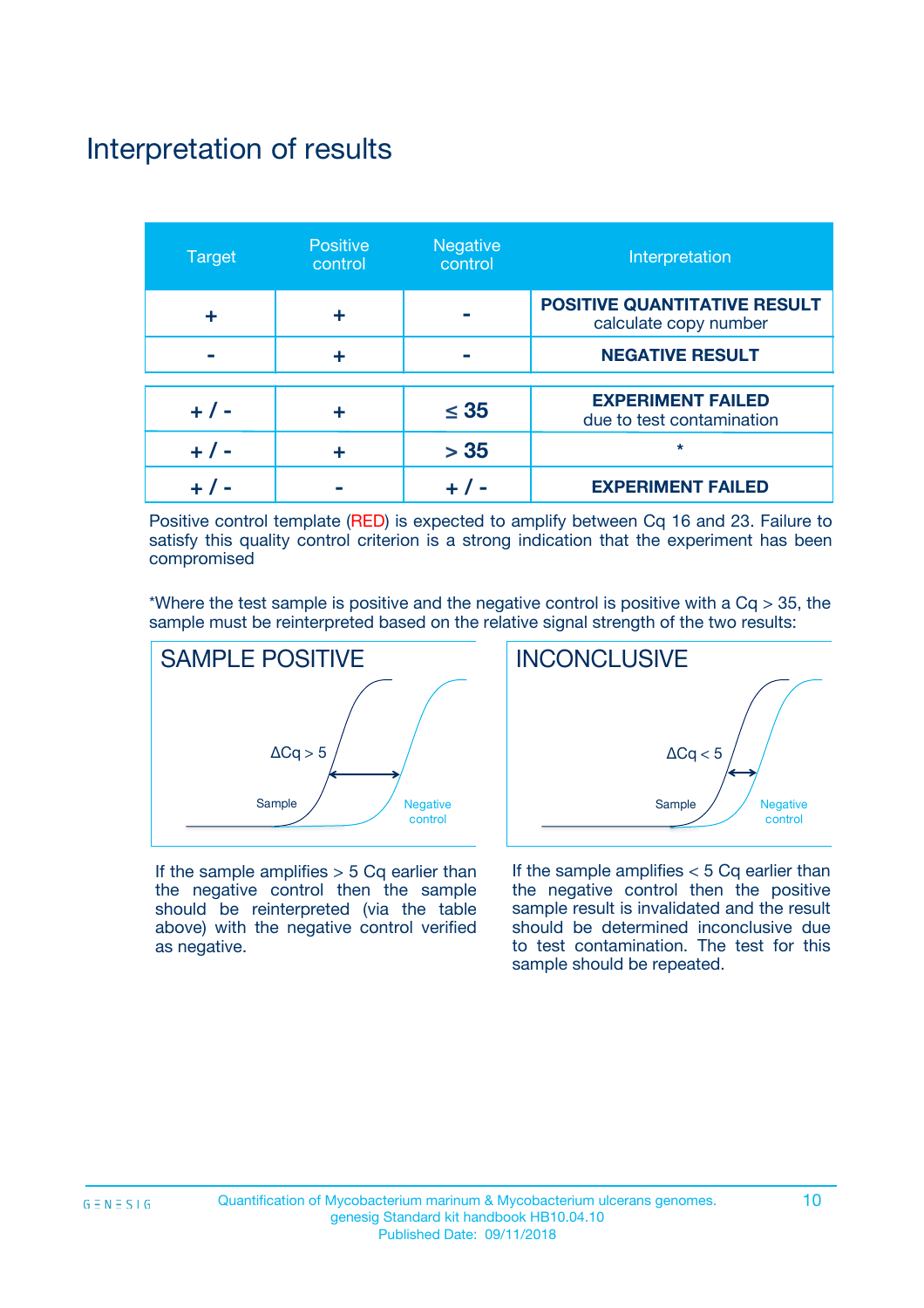# Interpretation of results

| Target | Positive control | Negative control | Interpretation |
|---|---|---|---|
| + | + | - | **POSITIVE QUANTITATIVE RESULT** calculate copy number |
| - | + | - | **NEGATIVE RESULT** |
| + / - | + | ≤ 35 | **EXPERIMENT FAILED** due to test contamination |
| + / - | + | > 35 | * |
| + / - | - | + / - | **EXPERIMENT FAILED** |

Positive control template (RED) is expected to amplify between Cq 16 and 23. Failure to satisfy this quality control criterion is a strong indication that the experiment has been compromised

*Where the test sample is positive and the negative control is positive with a Cq > 35, the sample must be reinterpreted based on the relative signal strength of the two results:

SAMPLE POSITIVE

ΔCq > 5

Sample

Negative control

INCONCLUSIVE

ΔCq < 5

Sample

Negative control

If the sample amplifies > 5 Cq earlier than the negative control then the sample should be reinterpreted (via the table above) with the negative control verified as negative.

If the sample amplifies < 5 Cq earlier than the negative control then the positive sample result is invalidated and the result should be determined inconclusive due to test contamination. The test for this sample should be repeated.